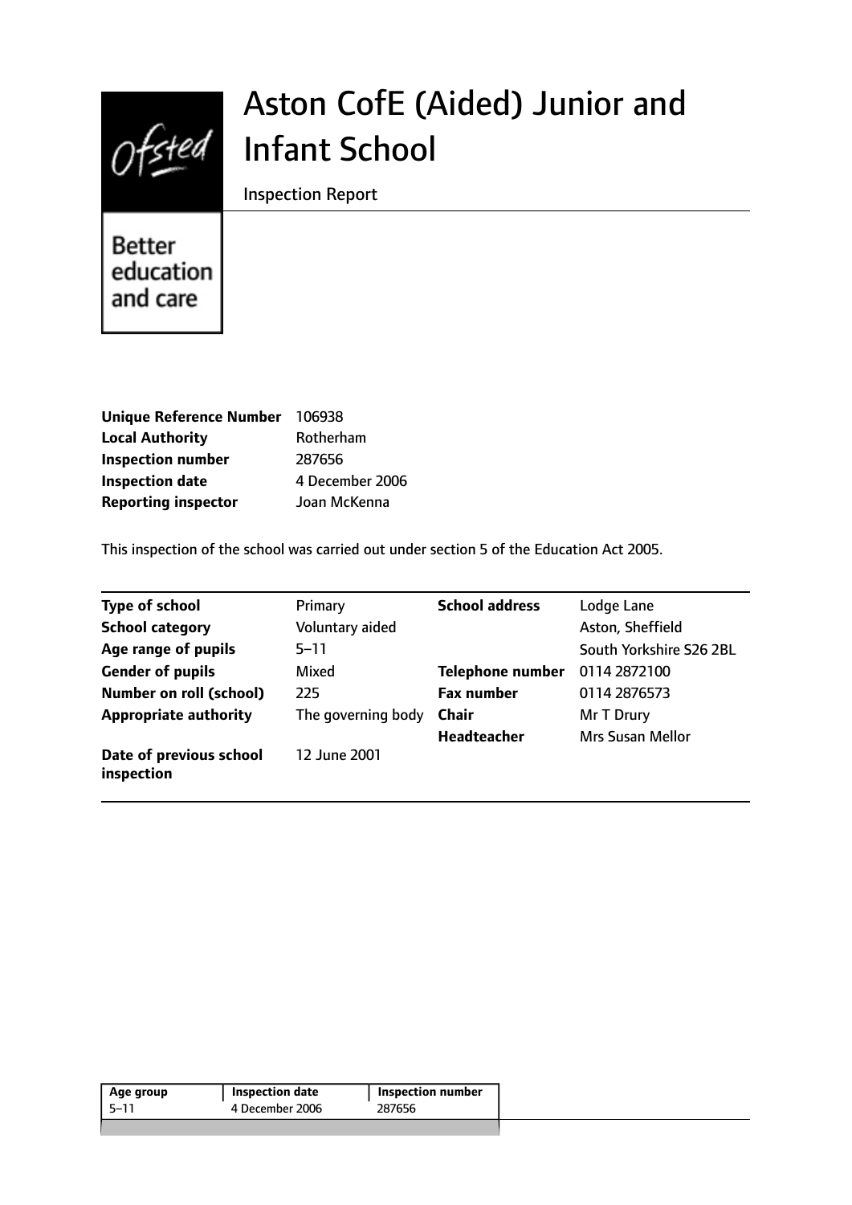# Aston CofE (Aided) Junior and Infant School

Inspection Report

Ofsted

Better education and care

| | |
|---|---|
| **Unique Reference Number** | 106938 |
| **Local Authority** | Rotherham |
| **Inspection number** | 287656 |
| **Inspection date** | 4 December 2006 |
| **Reporting inspector** | Joan McKenna |

This inspection of the school was carried out under section 5 of the Education Act 2005.

| | | | |
|---|---|---|---|
| **Type of school** | Primary | **School address** | Lodge Lane |
| **School category** | Voluntary aided | | Aston, Sheffield |
| **Age range of pupils** | 5–11 | | South Yorkshire S26 2BL |
| **Gender of pupils** | Mixed | **Telephone number** | 0114 2872100 |
| **Number on roll (school)** | 225 | **Fax number** | 0114 2876573 |
| **Appropriate authority** | The governing body | **Chair** | Mr T Drury |
| | | **Headteacher** | Mrs Susan Mellor |
| **Date of previous school inspection** | 12 June 2001 | | |

| Age group | Inspection date | Inspection number |
|---|---|---|
| 5–11 | 4 December 2006 | 287656 |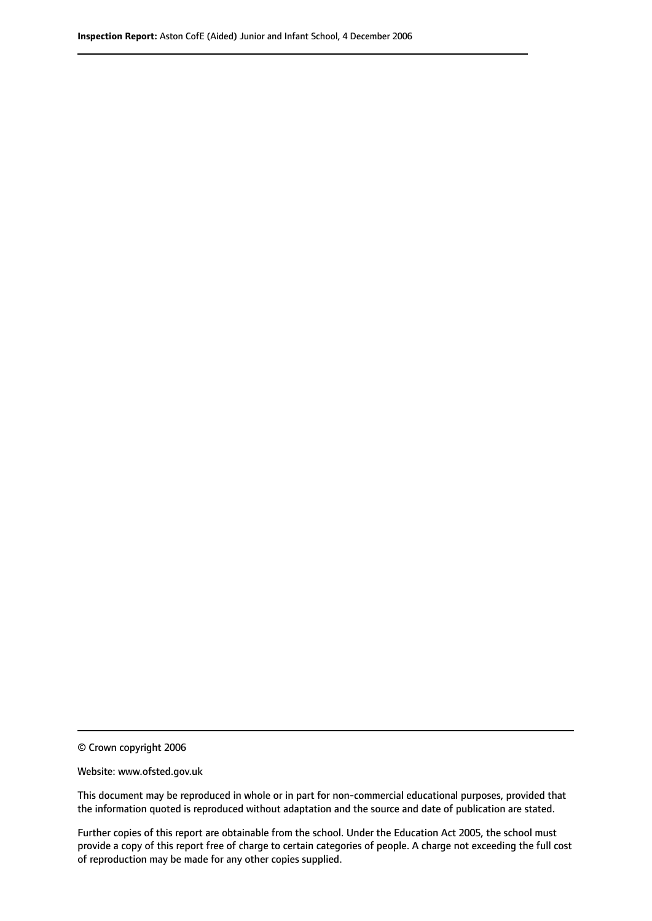© Crown copyright 2006

Website: www.ofsted.gov.uk

This document may be reproduced in whole or in part for non-commercial educational purposes, provided that the information quoted is reproduced without adaptation and the source and date of publication are stated.

Further copies of this report are obtainable from the school. Under the Education Act 2005, the school must provide a copy of this report free of charge to certain categories of people. A charge not exceeding the full cost of reproduction may be made for any other copies supplied.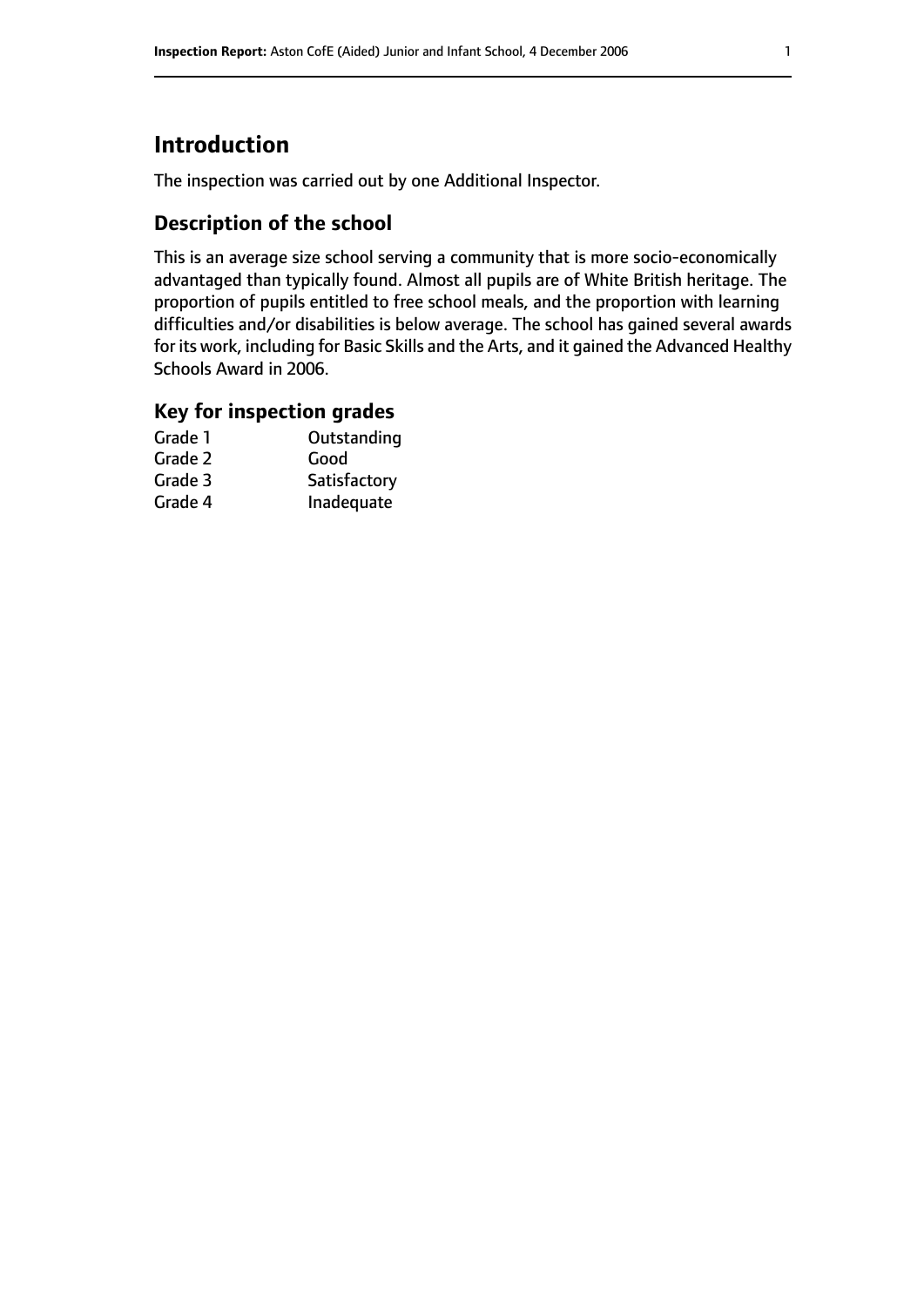# Introduction

The inspection was carried out by one Additional Inspector.

## Description of the school

This is an average size school serving a community that is more socio-economically advantaged than typically found. Almost all pupils are of White British heritage. The proportion of pupils entitled to free school meals, and the proportion with learning difficulties and/or disabilities is below average. The school has gained several awards for its work, including for Basic Skills and the Arts, and it gained the Advanced Healthy Schools Award in 2006.

## Key for inspection grades

| | |
|---|---|
| Grade 1 | Outstanding |
| Grade 2 | Good |
| Grade 3 | Satisfactory |
| Grade 4 | Inadequate |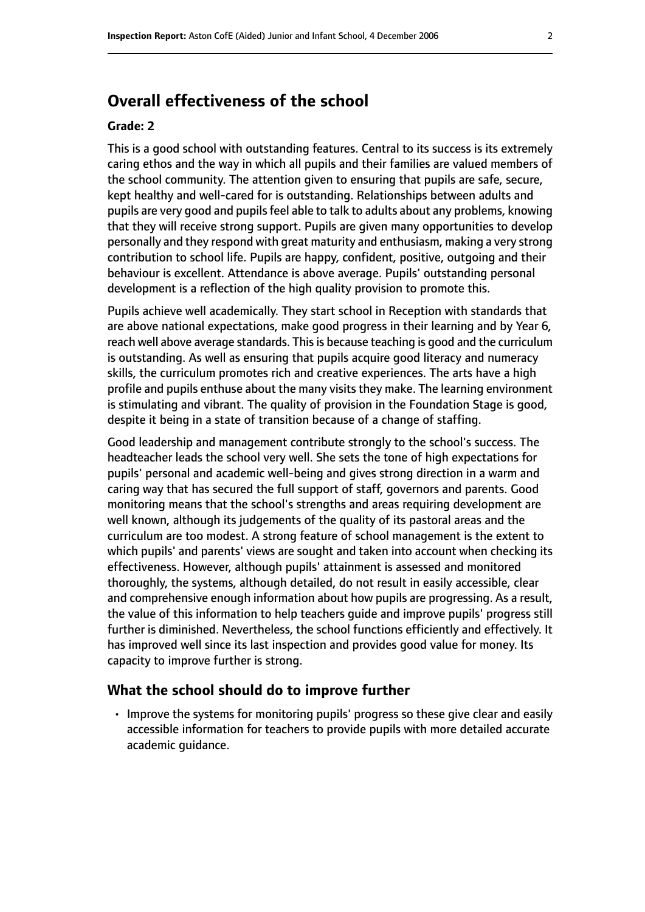# Overall effectiveness of the school

**Grade: 2**

This is a good school with outstanding features. Central to its success is its extremely caring ethos and the way in which all pupils and their families are valued members of the school community. The attention given to ensuring that pupils are safe, secure, kept healthy and well-cared for is outstanding. Relationships between adults and pupils are very good and pupils feel able to talk to adults about any problems, knowing that they will receive strong support. Pupils are given many opportunities to develop personally and they respond with great maturity and enthusiasm, making a very strong contribution to school life. Pupils are happy, confident, positive, outgoing and their behaviour is excellent. Attendance is above average. Pupils' outstanding personal development is a reflection of the high quality provision to promote this.

Pupils achieve well academically. They start school in Reception with standards that are above national expectations, make good progress in their learning and by Year 6, reach well above average standards. This is because teaching is good and the curriculum is outstanding. As well as ensuring that pupils acquire good literacy and numeracy skills, the curriculum promotes rich and creative experiences. The arts have a high profile and pupils enthuse about the many visits they make. The learning environment is stimulating and vibrant. The quality of provision in the Foundation Stage is good, despite it being in a state of transition because of a change of staffing.

Good leadership and management contribute strongly to the school's success. The headteacher leads the school very well. She sets the tone of high expectations for pupils' personal and academic well-being and gives strong direction in a warm and caring way that has secured the full support of staff, governors and parents. Good monitoring means that the school's strengths and areas requiring development are well known, although its judgements of the quality of its pastoral areas and the curriculum are too modest. A strong feature of school management is the extent to which pupils' and parents' views are sought and taken into account when checking its effectiveness. However, although pupils' attainment is assessed and monitored thoroughly, the systems, although detailed, do not result in easily accessible, clear and comprehensive enough information about how pupils are progressing. As a result, the value of this information to help teachers guide and improve pupils' progress still further is diminished. Nevertheless, the school functions efficiently and effectively. It has improved well since its last inspection and provides good value for money. Its capacity to improve further is strong.

## What the school should do to improve further

- Improve the systems for monitoring pupils' progress so these give clear and easily accessible information for teachers to provide pupils with more detailed accurate academic guidance.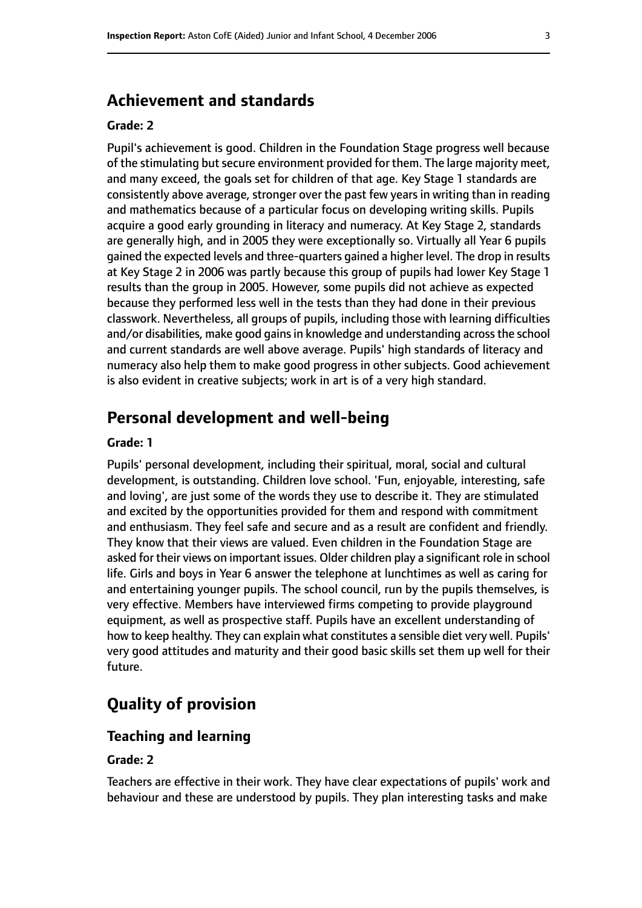## Achievement and standards

### Grade: 2

Pupil's achievement is good. Children in the Foundation Stage progress well because of the stimulating but secure environment provided for them. The large majority meet, and many exceed, the goals set for children of that age. Key Stage 1 standards are consistently above average, stronger over the past few years in writing than in reading and mathematics because of a particular focus on developing writing skills. Pupils acquire a good early grounding in literacy and numeracy. At Key Stage 2, standards are generally high, and in 2005 they were exceptionally so. Virtually all Year 6 pupils gained the expected levels and three-quarters gained a higher level. The drop in results at Key Stage 2 in 2006 was partly because this group of pupils had lower Key Stage 1 results than the group in 2005. However, some pupils did not achieve as expected because they performed less well in the tests than they had done in their previous classwork. Nevertheless, all groups of pupils, including those with learning difficulties and/or disabilities, make good gains in knowledge and understanding across the school and current standards are well above average. Pupils' high standards of literacy and numeracy also help them to make good progress in other subjects. Good achievement is also evident in creative subjects; work in art is of a very high standard.

## Personal development and well-being

### Grade: 1

Pupils' personal development, including their spiritual, moral, social and cultural development, is outstanding. Children love school. 'Fun, enjoyable, interesting, safe and loving', are just some of the words they use to describe it. They are stimulated and excited by the opportunities provided for them and respond with commitment and enthusiasm. They feel safe and secure and as a result are confident and friendly. They know that their views are valued. Even children in the Foundation Stage are asked for their views on important issues. Older children play a significant role in school life. Girls and boys in Year 6 answer the telephone at lunchtimes as well as caring for and entertaining younger pupils. The school council, run by the pupils themselves, is very effective. Members have interviewed firms competing to provide playground equipment, as well as prospective staff. Pupils have an excellent understanding of how to keep healthy. They can explain what constitutes a sensible diet very well. Pupils' very good attitudes and maturity and their good basic skills set them up well for their future.

## Quality of provision

### Teaching and learning

### Grade: 2

Teachers are effective in their work. They have clear expectations of pupils' work and behaviour and these are understood by pupils. They plan interesting tasks and make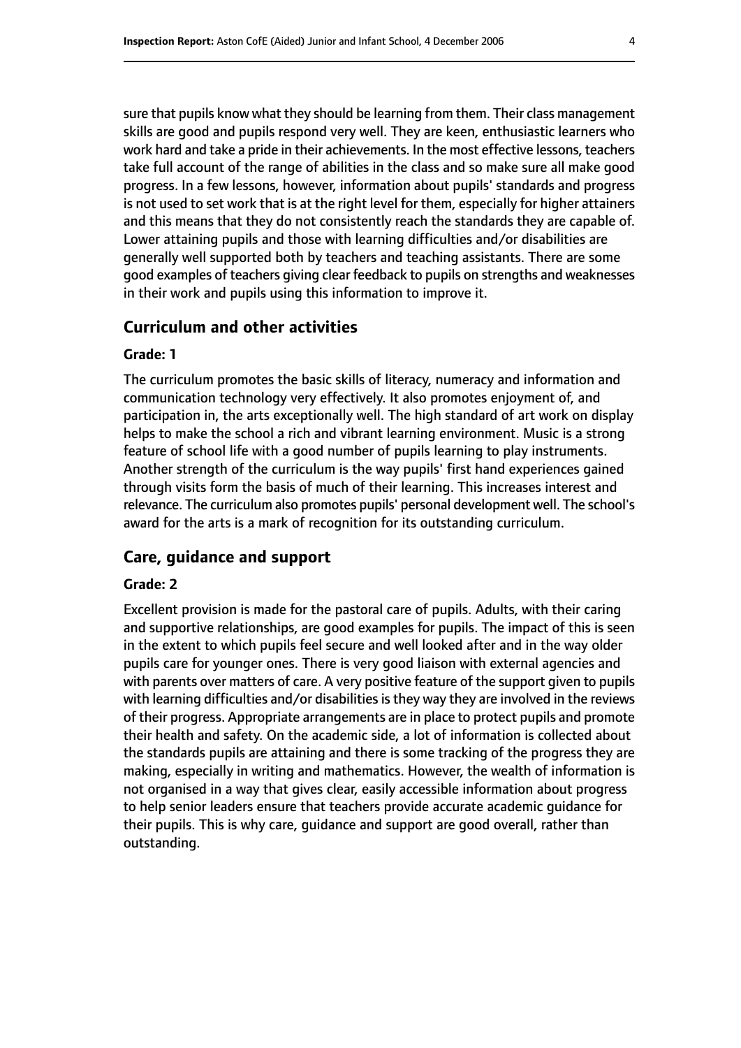sure that pupils know what they should be learning from them. Their class management skills are good and pupils respond very well. They are keen, enthusiastic learners who work hard and take a pride in their achievements. In the most effective lessons, teachers take full account of the range of abilities in the class and so make sure all make good progress. In a few lessons, however, information about pupils' standards and progress is not used to set work that is at the right level for them, especially for higher attainers and this means that they do not consistently reach the standards they are capable of. Lower attaining pupils and those with learning difficulties and/or disabilities are generally well supported both by teachers and teaching assistants. There are some good examples of teachers giving clear feedback to pupils on strengths and weaknesses in their work and pupils using this information to improve it.

## Curriculum and other activities

#### Grade: 1

The curriculum promotes the basic skills of literacy, numeracy and information and communication technology very effectively. It also promotes enjoyment of, and participation in, the arts exceptionally well. The high standard of art work on display helps to make the school a rich and vibrant learning environment. Music is a strong feature of school life with a good number of pupils learning to play instruments. Another strength of the curriculum is the way pupils' first hand experiences gained through visits form the basis of much of their learning. This increases interest and relevance. The curriculum also promotes pupils' personal development well. The school's award for the arts is a mark of recognition for its outstanding curriculum.

## Care, guidance and support

#### Grade: 2

Excellent provision is made for the pastoral care of pupils. Adults, with their caring and supportive relationships, are good examples for pupils. The impact of this is seen in the extent to which pupils feel secure and well looked after and in the way older pupils care for younger ones. There is very good liaison with external agencies and with parents over matters of care. A very positive feature of the support given to pupils with learning difficulties and/or disabilities is they way they are involved in the reviews of their progress. Appropriate arrangements are in place to protect pupils and promote their health and safety. On the academic side, a lot of information is collected about the standards pupils are attaining and there is some tracking of the progress they are making, especially in writing and mathematics. However, the wealth of information is not organised in a way that gives clear, easily accessible information about progress to help senior leaders ensure that teachers provide accurate academic guidance for their pupils. This is why care, guidance and support are good overall, rather than outstanding.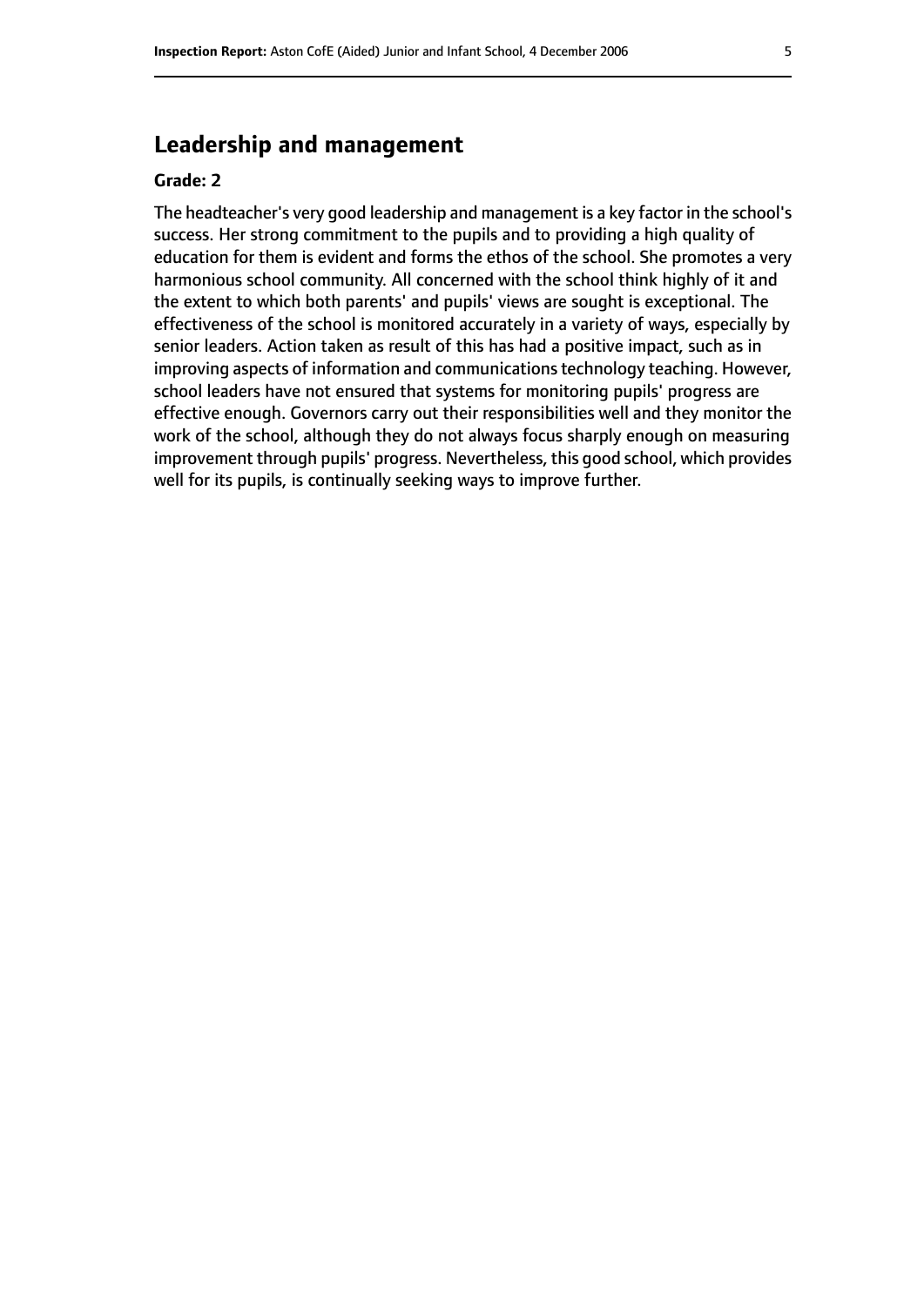## Leadership and management

**Grade: 2**

The headteacher's very good leadership and management is a key factor in the school's success. Her strong commitment to the pupils and to providing a high quality of education for them is evident and forms the ethos of the school. She promotes a very harmonious school community. All concerned with the school think highly of it and the extent to which both parents' and pupils' views are sought is exceptional. The effectiveness of the school is monitored accurately in a variety of ways, especially by senior leaders. Action taken as result of this has had a positive impact, such as in improving aspects of information and communications technology teaching. However, school leaders have not ensured that systems for monitoring pupils' progress are effective enough. Governors carry out their responsibilities well and they monitor the work of the school, although they do not always focus sharply enough on measuring improvement through pupils' progress. Nevertheless, this good school, which provides well for its pupils, is continually seeking ways to improve further.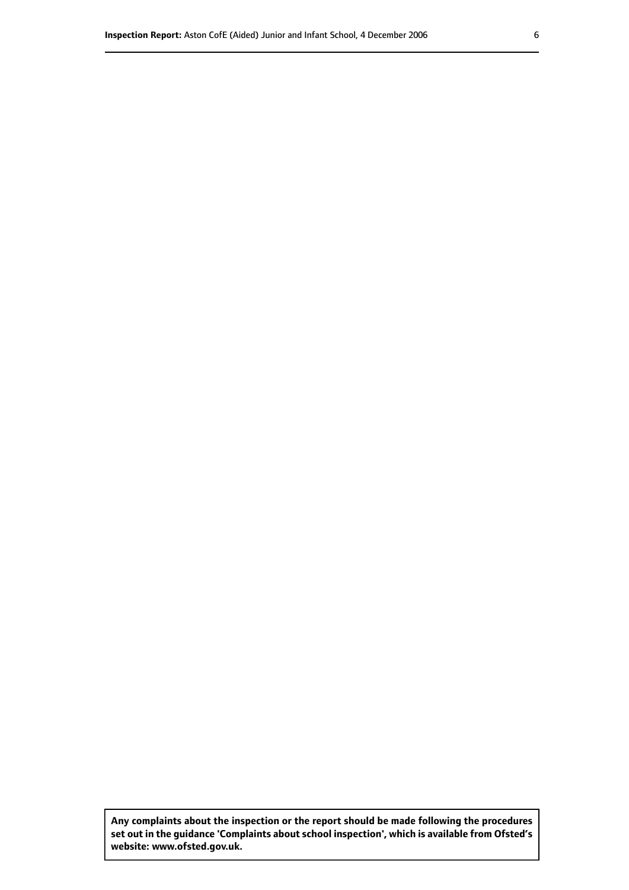**Any complaints about the inspection or the report should be made following the procedures set out in the guidance 'Complaints about school inspection', which is available from Ofsted's website: www.ofsted.gov.uk.**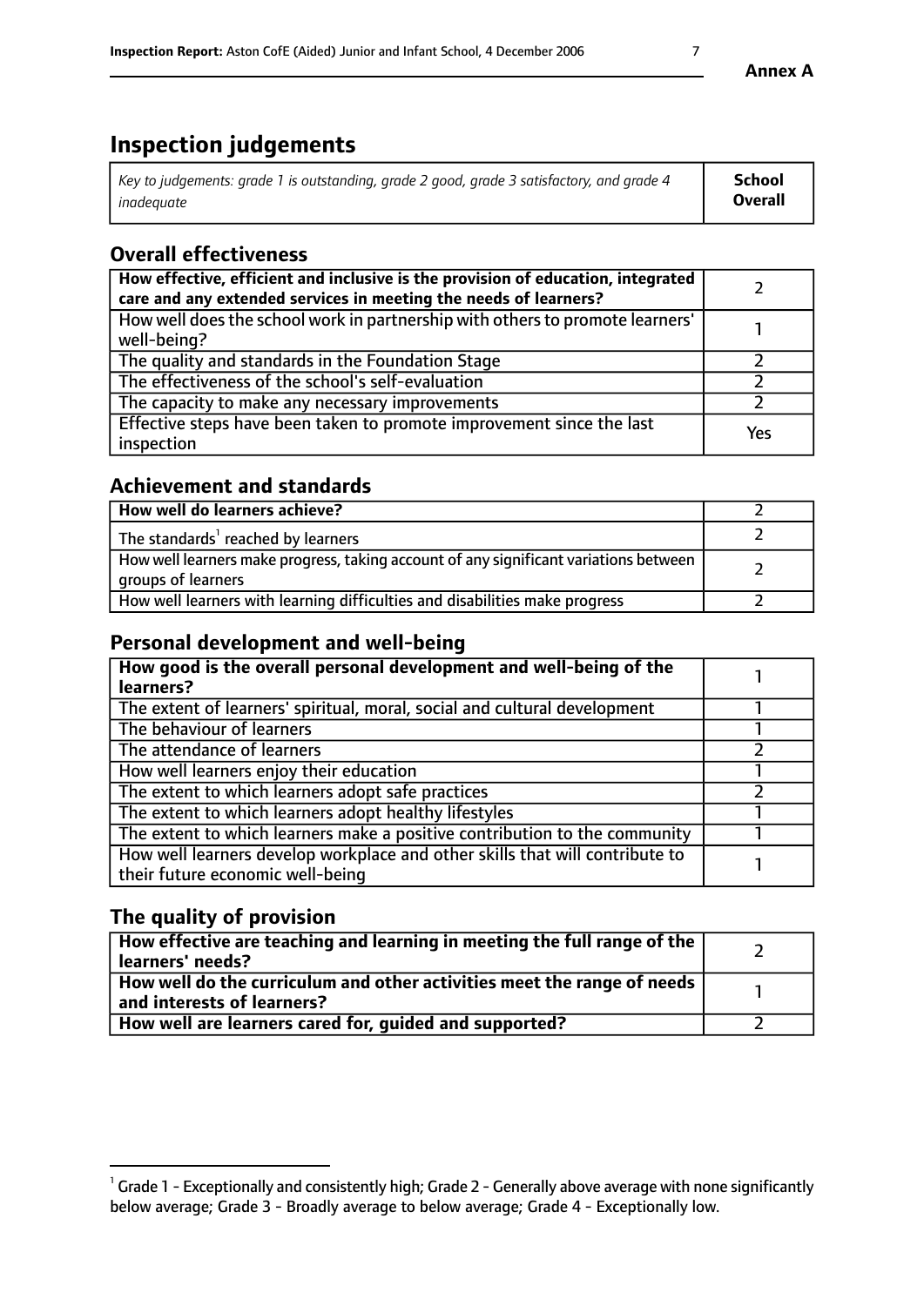**Annex A**

# Inspection judgements

| *Key to judgements: grade 1 is outstanding, grade 2 good, grade 3 satisfactory, and grade 4 inadequate* | **School Overall** |
|---|---|

## Overall effectiveness

| | |
|---|---|
| **How effective, efficient and inclusive is the provision of education, integrated care and any extended services in meeting the needs of learners?** | 2 |
| How well does the school work in partnership with others to promote learners' well-being? | 1 |
| The quality and standards in the Foundation Stage | 2 |
| The effectiveness of the school's self-evaluation | 2 |
| The capacity to make any necessary improvements | 2 |
| Effective steps have been taken to promote improvement since the last inspection | Yes |

## Achievement and standards

| | |
|---|---|
| **How well do learners achieve?** | 2 |
| The standards[1] reached by learners | 2 |
| How well learners make progress, taking account of any significant variations between groups of learners | 2 |
| How well learners with learning difficulties and disabilities make progress | 2 |

## Personal development and well-being

| | |
|---|---|
| **How good is the overall personal development and well-being of the learners?** | 1 |
| The extent of learners' spiritual, moral, social and cultural development | 1 |
| The behaviour of learners | 1 |
| The attendance of learners | 2 |
| How well learners enjoy their education | 1 |
| The extent to which learners adopt safe practices | 2 |
| The extent to which learners adopt healthy lifestyles | 1 |
| The extent to which learners make a positive contribution to the community | 1 |
| How well learners develop workplace and other skills that will contribute to their future economic well-being | 1 |

## The quality of provision

| | |
|---|---|
| **How effective are teaching and learning in meeting the full range of the learners' needs?** | 2 |
| **How well do the curriculum and other activities meet the range of needs and interests of learners?** | 1 |
| **How well are learners cared for, guided and supported?** | 2 |

[1] Grade 1 - Exceptionally and consistently high; Grade 2 - Generally above average with none significantly below average; Grade 3 - Broadly average to below average; Grade 4 - Exceptionally low.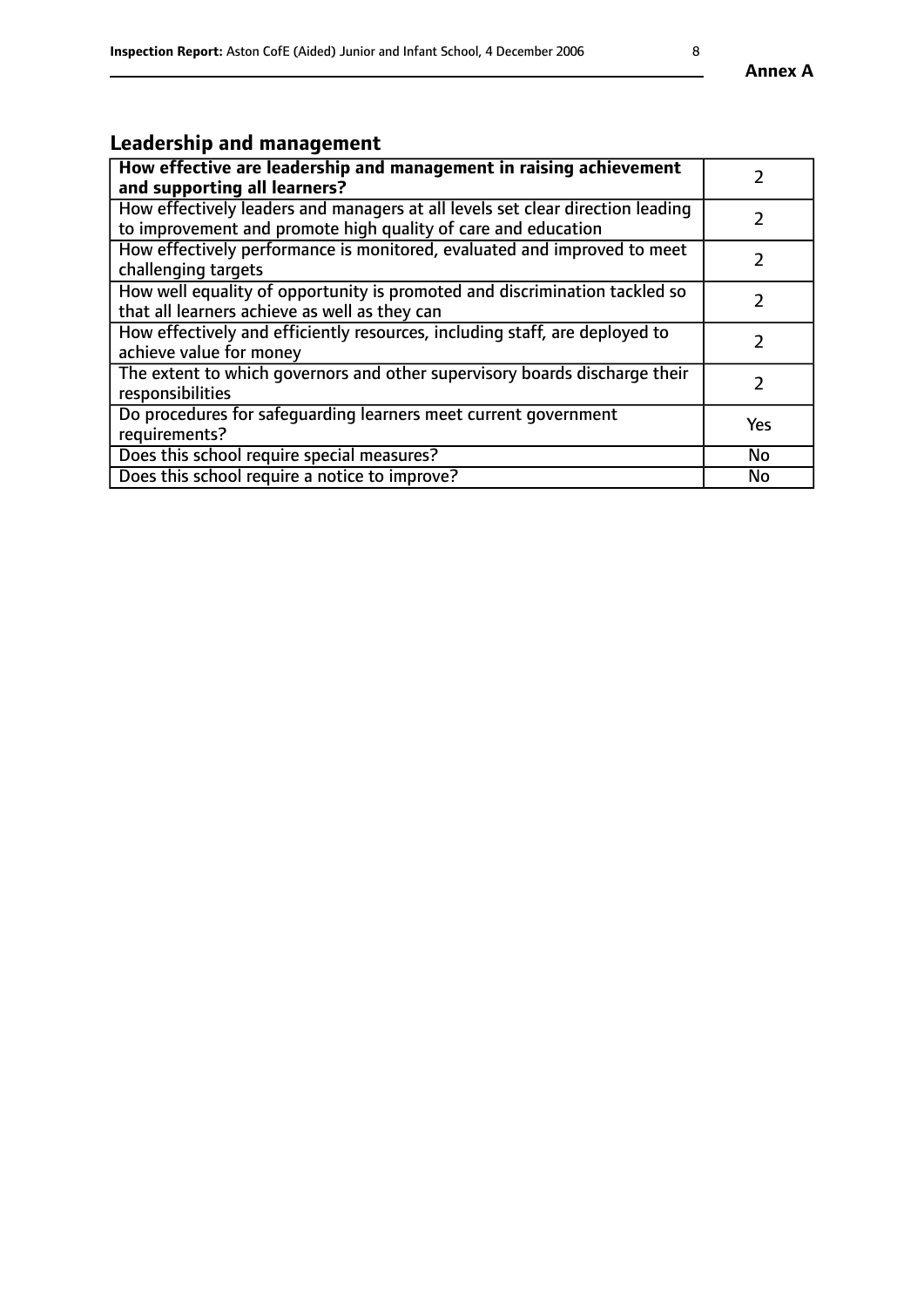## Leadership and management

| | |
|---|---|
| **How effective are leadership and management in raising achievement and supporting all learners?** | 2 |
| How effectively leaders and managers at all levels set clear direction leading to improvement and promote high quality of care and education | 2 |
| How effectively performance is monitored, evaluated and improved to meet challenging targets | 2 |
| How well equality of opportunity is promoted and discrimination tackled so that all learners achieve as well as they can | 2 |
| How effectively and efficiently resources, including staff, are deployed to achieve value for money | 2 |
| The extent to which governors and other supervisory boards discharge their responsibilities | 2 |
| Do procedures for safeguarding learners meet current government requirements? | Yes |
| Does this school require special measures? | No |
| Does this school require a notice to improve? | No |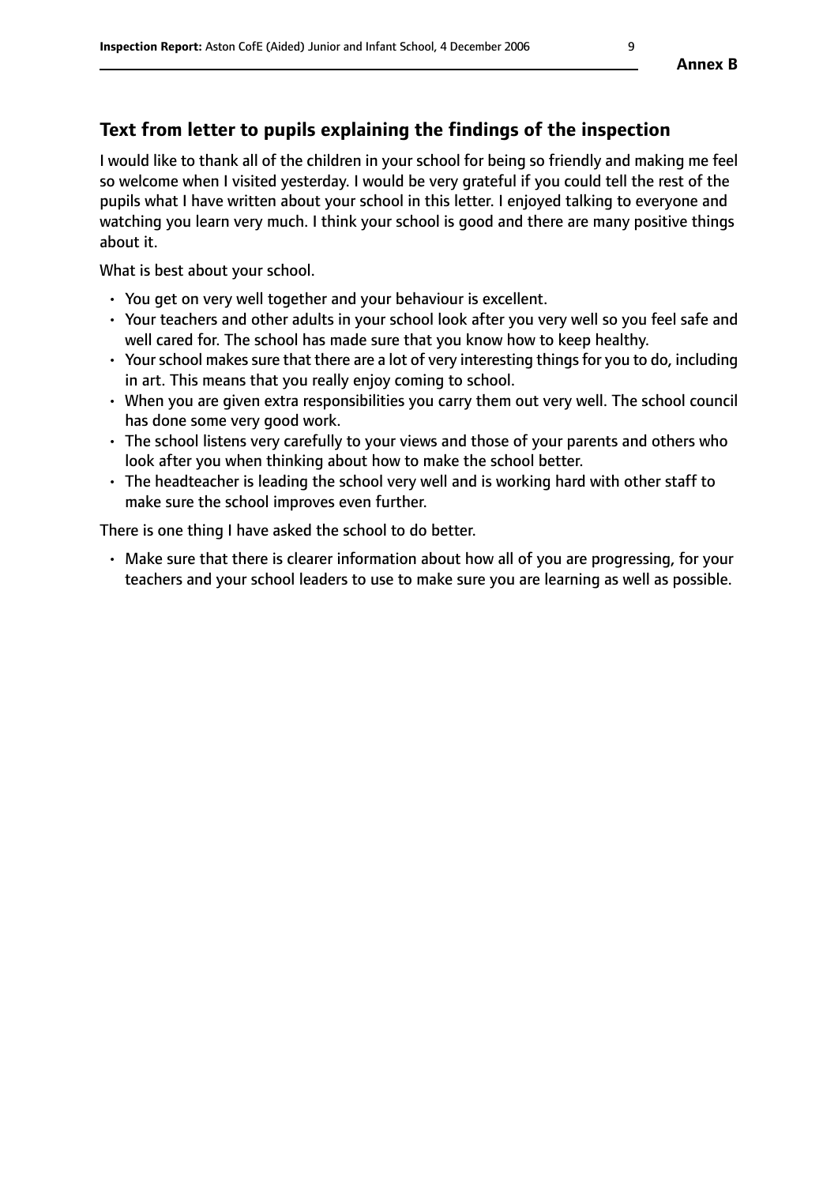## Text from letter to pupils explaining the findings of the inspection

I would like to thank all of the children in your school for being so friendly and making me feel so welcome when I visited yesterday. I would be very grateful if you could tell the rest of the pupils what I have written about your school in this letter. I enjoyed talking to everyone and watching you learn very much. I think your school is good and there are many positive things about it.

What is best about your school.

- You get on very well together and your behaviour is excellent.
- Your teachers and other adults in your school look after you very well so you feel safe and well cared for. The school has made sure that you know how to keep healthy.
- Your school makes sure that there are a lot of very interesting things for you to do, including in art. This means that you really enjoy coming to school.
- When you are given extra responsibilities you carry them out very well. The school council has done some very good work.
- The school listens very carefully to your views and those of your parents and others who look after you when thinking about how to make the school better.
- The headteacher is leading the school very well and is working hard with other staff to make sure the school improves even further.

There is one thing I have asked the school to do better.

- Make sure that there is clearer information about how all of you are progressing, for your teachers and your school leaders to use to make sure you are learning as well as possible.